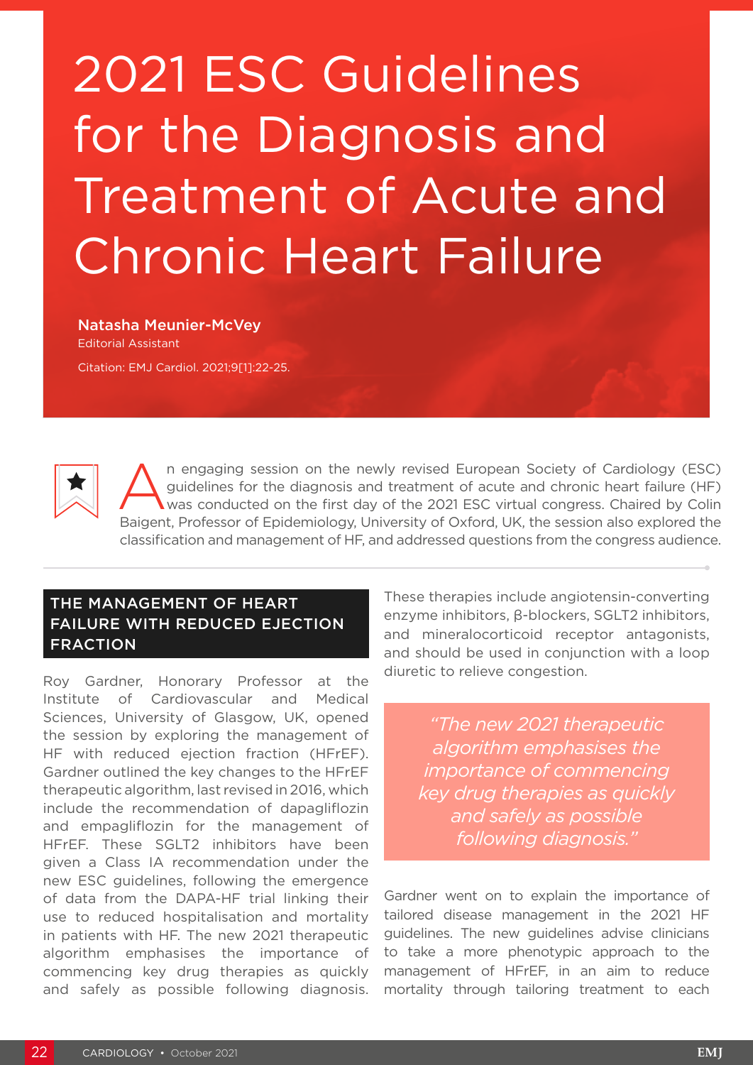# 2021 ESC Guidelines for the Diagnosis and Treatment of Acute and Chronic Heart Failure

**Natasha Meunier-McVey**
Editorial Assistant

Citation: EMJ Cardiol. 2021;9[1]:22-25.

An engaging session on the newly revised European Society of Cardiology (ESC) guidelines for the diagnosis and treatment of acute and chronic heart failure (HF) was conducted on the first day of the 2021 ESC virtual congress. Chaired by Colin Baigent, Professor of Epidemiology, University of Oxford, UK, the session also explored the classification and management of HF, and addressed questions from the congress audience.

## THE MANAGEMENT OF HEART FAILURE WITH REDUCED EJECTION FRACTION

Roy Gardner, Honorary Professor at the Institute of Cardiovascular and Medical Sciences, University of Glasgow, UK, opened the session by exploring the management of HF with reduced ejection fraction (HFrEF). Gardner outlined the key changes to the HFrEF therapeutic algorithm, last revised in 2016, which include the recommendation of dapagliflozin and empagliflozin for the management of HFrEF. These SGLT2 inhibitors have been given a Class IA recommendation under the new ESC guidelines, following the emergence of data from the DAPA-HF trial linking their use to reduced hospitalisation and mortality in patients with HF. The new 2021 therapeutic algorithm emphasises the importance of commencing key drug therapies as quickly and safely as possible following diagnosis. These therapies include angiotensin-converting enzyme inhibitors, β-blockers, SGLT2 inhibitors, and mineralocorticoid receptor antagonists, and should be used in conjunction with a loop diuretic to relieve congestion.

> *"The new 2021 therapeutic algorithm emphasises the importance of commencing key drug therapies as quickly and safely as possible following diagnosis."*

Gardner went on to explain the importance of tailored disease management in the 2021 HF guidelines. The new guidelines advise clinicians to take a more phenotypic approach to the management of HFrEF, in an aim to reduce mortality through tailoring treatment to each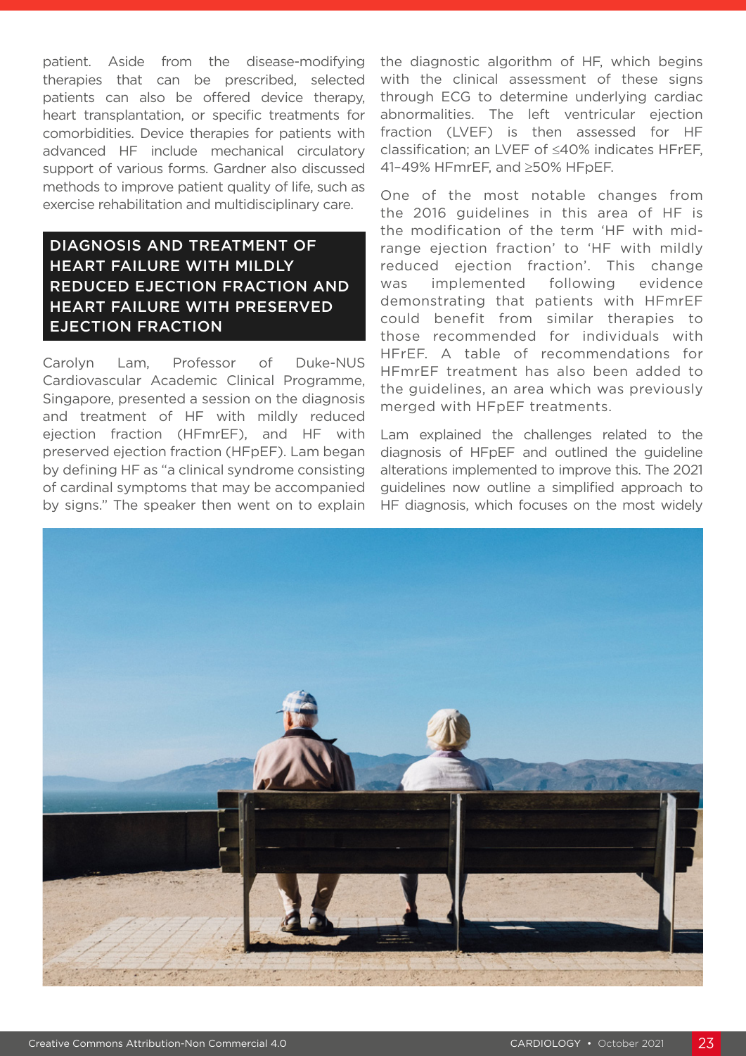patient. Aside from the disease-modifying therapies that can be prescribed, selected patients can also be offered device therapy, heart transplantation, or specific treatments for comorbidities. Device therapies for patients with advanced HF include mechanical circulatory support of various forms. Gardner also discussed methods to improve patient quality of life, such as exercise rehabilitation and multidisciplinary care.

## DIAGNOSIS AND TREATMENT OF HEART FAILURE WITH MILDLY REDUCED EJECTION FRACTION AND HEART FAILURE WITH PRESERVED EJECTION FRACTION

Carolyn Lam, Professor of Duke-NUS Cardiovascular Academic Clinical Programme, Singapore, presented a session on the diagnosis and treatment of HF with mildly reduced ejection fraction (HFmrEF), and HF with preserved ejection fraction (HFpEF). Lam began by defining HF as "a clinical syndrome consisting of cardinal symptoms that may be accompanied by signs." The speaker then went on to explain the diagnostic algorithm of HF, which begins with the clinical assessment of these signs through ECG to determine underlying cardiac abnormalities. The left ventricular ejection fraction (LVEF) is then assessed for HF classification; an LVEF of ≤40% indicates HFrEF, 41–49% HFmrEF, and ≥50% HFpEF.

One of the most notable changes from the 2016 guidelines in this area of HF is the modification of the term 'HF with mid-range ejection fraction' to 'HF with mildly reduced ejection fraction'. This change was implemented following evidence demonstrating that patients with HFmrEF could benefit from similar therapies to those recommended for individuals with HFrEF. A table of recommendations for HFmrEF treatment has also been added to the guidelines, an area which was previously merged with HFpEF treatments.

Lam explained the challenges related to the diagnosis of HFpEF and outlined the guideline alterations implemented to improve this. The 2021 guidelines now outline a simplified approach to HF diagnosis, which focuses on the most widely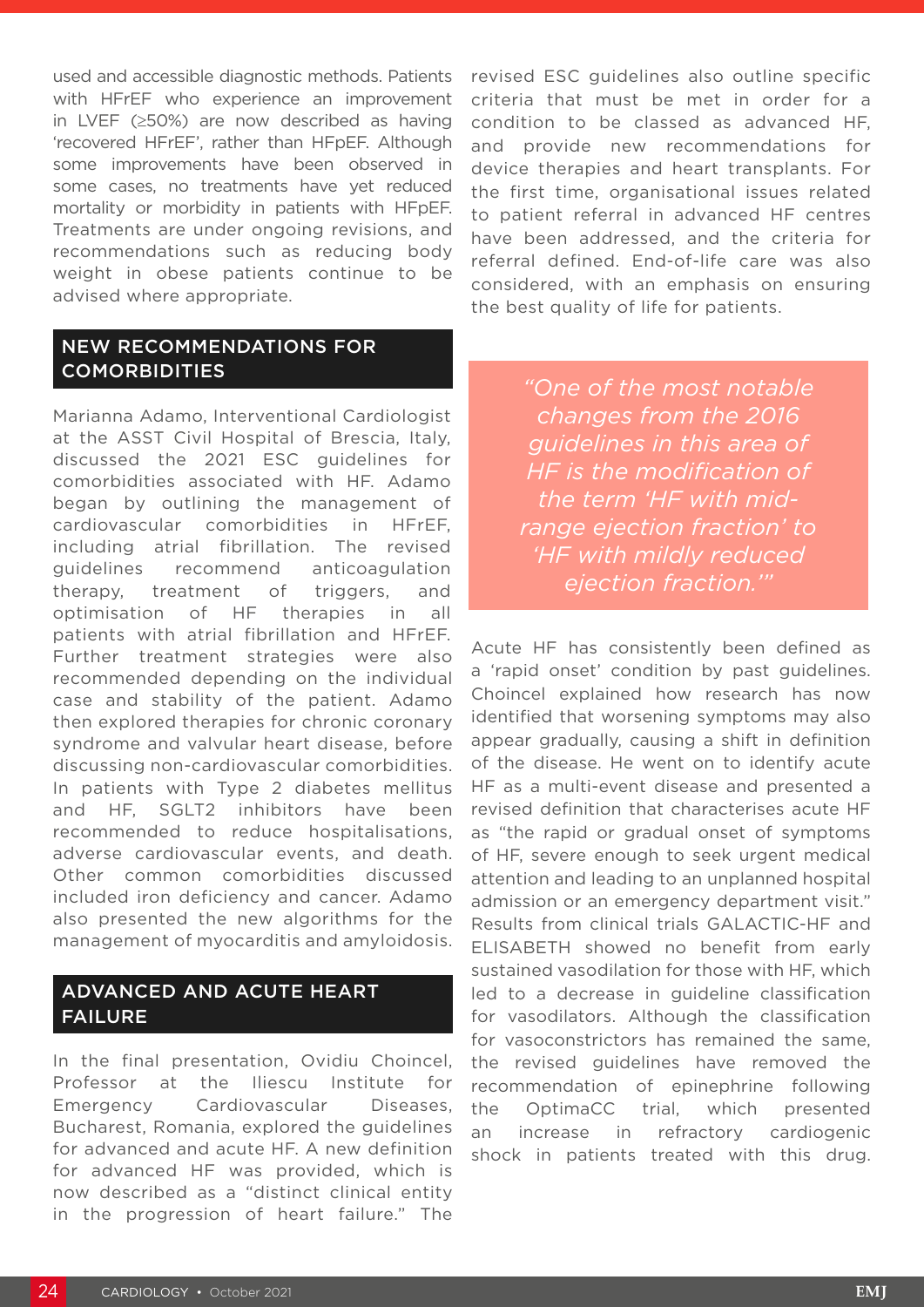used and accessible diagnostic methods. Patients with HFrEF who experience an improvement in LVEF (≥50%) are now described as having 'recovered HFrEF', rather than HFpEF. Although some improvements have been observed in some cases, no treatments have yet reduced mortality or morbidity in patients with HFpEF. Treatments are under ongoing revisions, and recommendations such as reducing body weight in obese patients continue to be advised where appropriate.

## NEW RECOMMENDATIONS FOR COMORBIDITIES

Marianna Adamo, Interventional Cardiologist at the ASST Civil Hospital of Brescia, Italy, discussed the 2021 ESC guidelines for comorbidities associated with HF. Adamo began by outlining the management of cardiovascular comorbidities in HFrEF, including atrial fibrillation. The revised guidelines recommend anticoagulation therapy, treatment of triggers, and optimisation of HF therapies in all patients with atrial fibrillation and HFrEF. Further treatment strategies were also recommended depending on the individual case and stability of the patient. Adamo then explored therapies for chronic coronary syndrome and valvular heart disease, before discussing non-cardiovascular comorbidities. In patients with Type 2 diabetes mellitus and HF, SGLT2 inhibitors have been recommended to reduce hospitalisations, adverse cardiovascular events, and death. Other common comorbidities discussed included iron deficiency and cancer. Adamo also presented the new algorithms for the management of myocarditis and amyloidosis.

## ADVANCED AND ACUTE HEART FAILURE

In the final presentation, Ovidiu Choincel, Professor at the Iliescu Institute for Emergency Cardiovascular Diseases, Bucharest, Romania, explored the guidelines for advanced and acute HF. A new definition for advanced HF was provided, which is now described as a "distinct clinical entity in the progression of heart failure." The revised ESC guidelines also outline specific criteria that must be met in order for a condition to be classed as advanced HF, and provide new recommendations for device therapies and heart transplants. For the first time, organisational issues related to patient referral in advanced HF centres have been addressed, and the criteria for referral defined. End-of-life care was also considered, with an emphasis on ensuring the best quality of life for patients.

> *"One of the most notable changes from the 2016 guidelines in this area of HF is the modification of the term 'HF with mid-range ejection fraction' to 'HF with mildly reduced ejection fraction.'"*

Acute HF has consistently been defined as a 'rapid onset' condition by past guidelines. Choincel explained how research has now identified that worsening symptoms may also appear gradually, causing a shift in definition of the disease. He went on to identify acute HF as a multi-event disease and presented a revised definition that characterises acute HF as "the rapid or gradual onset of symptoms of HF, severe enough to seek urgent medical attention and leading to an unplanned hospital admission or an emergency department visit." Results from clinical trials GALACTIC-HF and ELISABETH showed no benefit from early sustained vasodilation for those with HF, which led to a decrease in guideline classification for vasodilators. Although the classification for vasoconstrictors has remained the same, the revised guidelines have removed the recommendation of epinephrine following the OptimaCC trial, which presented an increase in refractory cardiogenic shock in patients treated with this drug.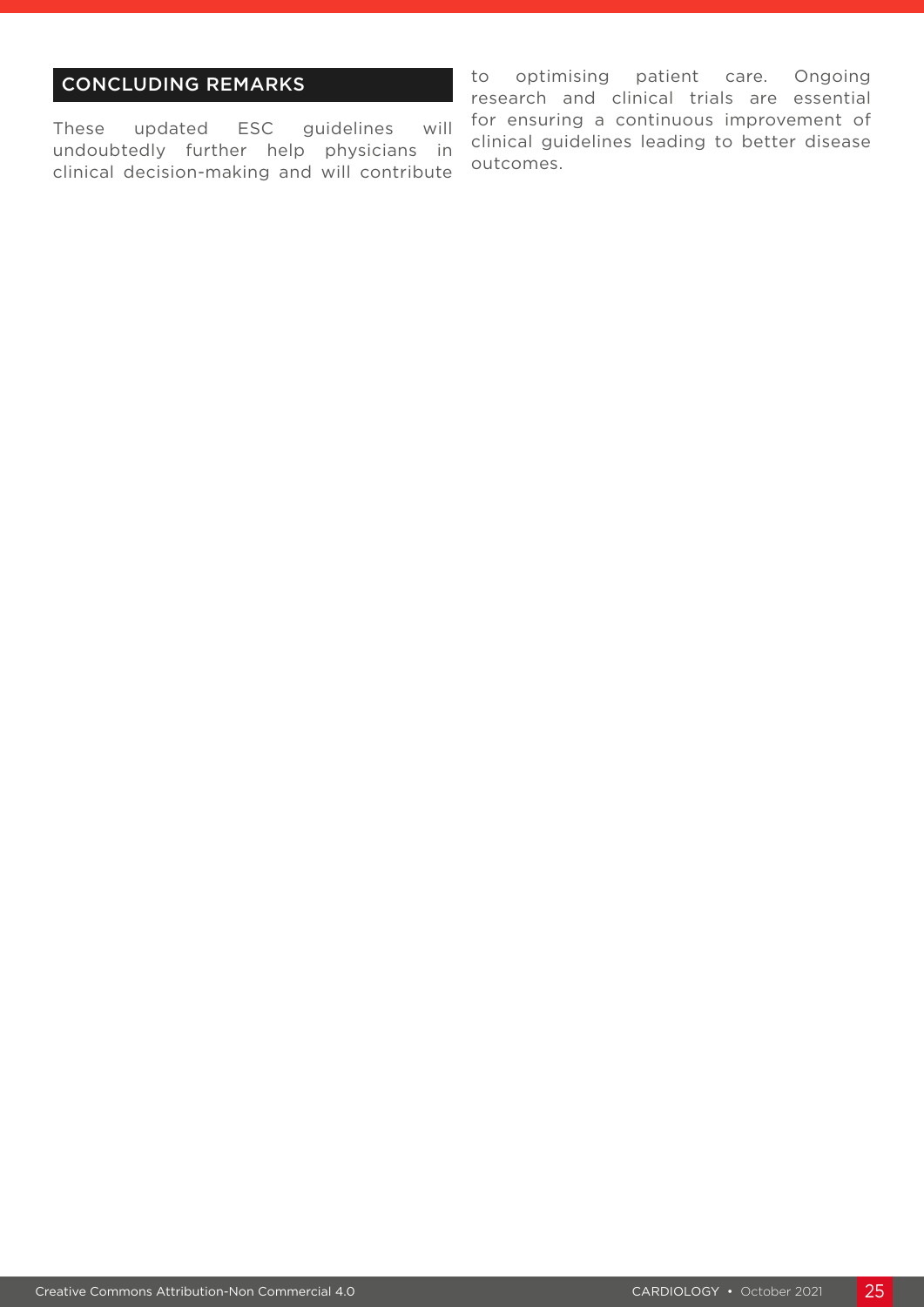## CONCLUDING REMARKS

These updated ESC guidelines will undoubtedly further help physicians in clinical decision-making and will contribute to optimising patient care. Ongoing research and clinical trials are essential for ensuring a continuous improvement of clinical guidelines leading to better disease outcomes.